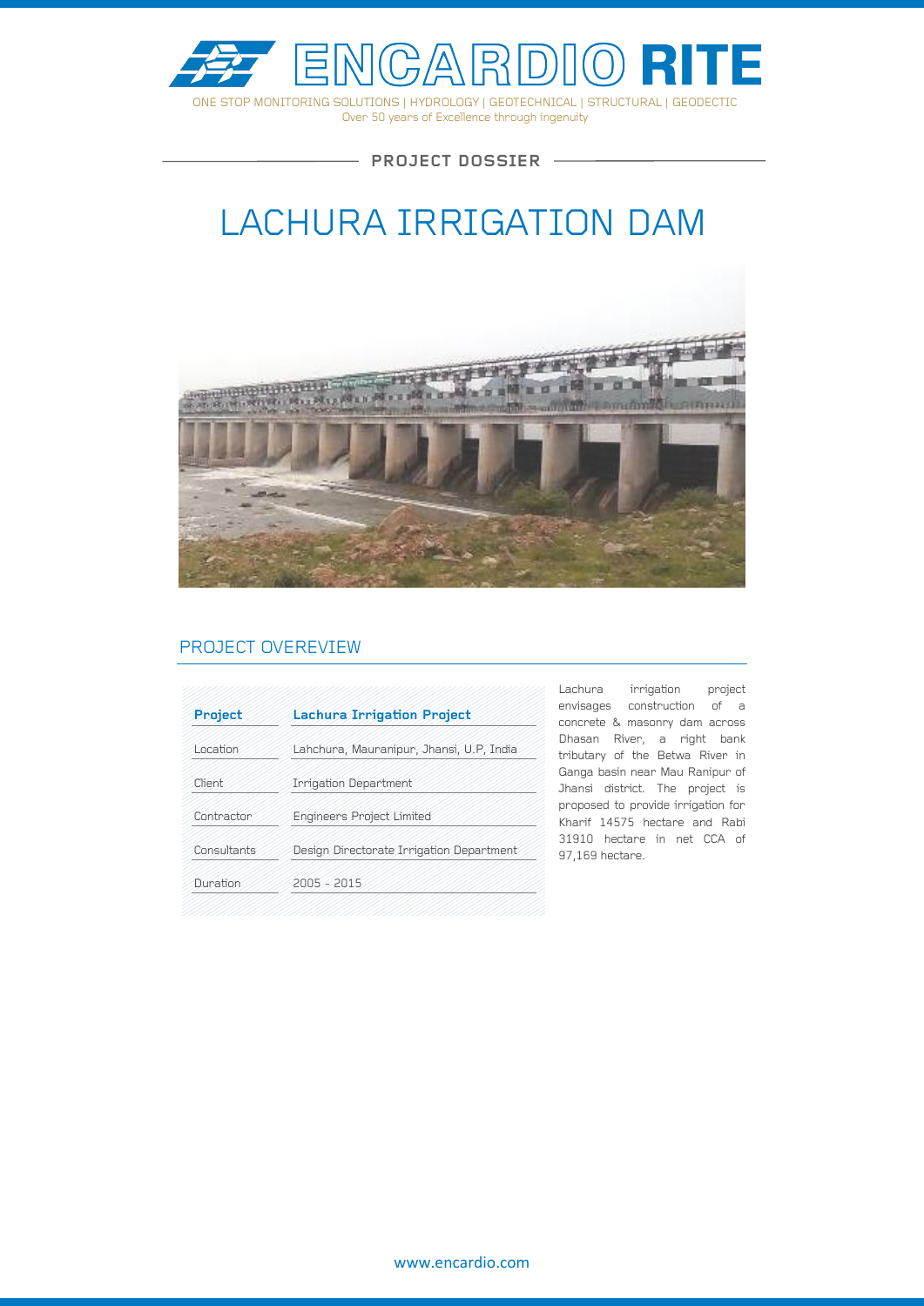# ENCARDIO RITE

ONE STOP MONITORING SOLUTIONS | HYDROLOGY | GEOTECHNICAL | STRUCTURAL | GEODECTIC
Over 50 years of Excellence through ingenuity

PROJECT DOSSIER

# LACHURA IRRIGATION DAM

## PROJECT OVEREVIEW

| **Project** | **Lachura Irrigation Project** |
|---|---|
| Location | Lahchura, Mauranipur, Jhansi, U.P, India |
| Client | Irrigation Department |
| Contractor | Engineers Project Limited |
| Consultants | Design Directorate Irrigation Department |
| Duration | 2005 - 2015 |

Lachura irrigation project envisages construction of a concrete & masonry dam across Dhasan River, a right bank tributary of the Betwa River in Ganga basin near Mau Ranipur of Jhansi district. The project is proposed to provide irrigation for Kharif 14575 hectare and Rabi 31910 hectare in net CCA of 97,169 hectare.

www.encardio.com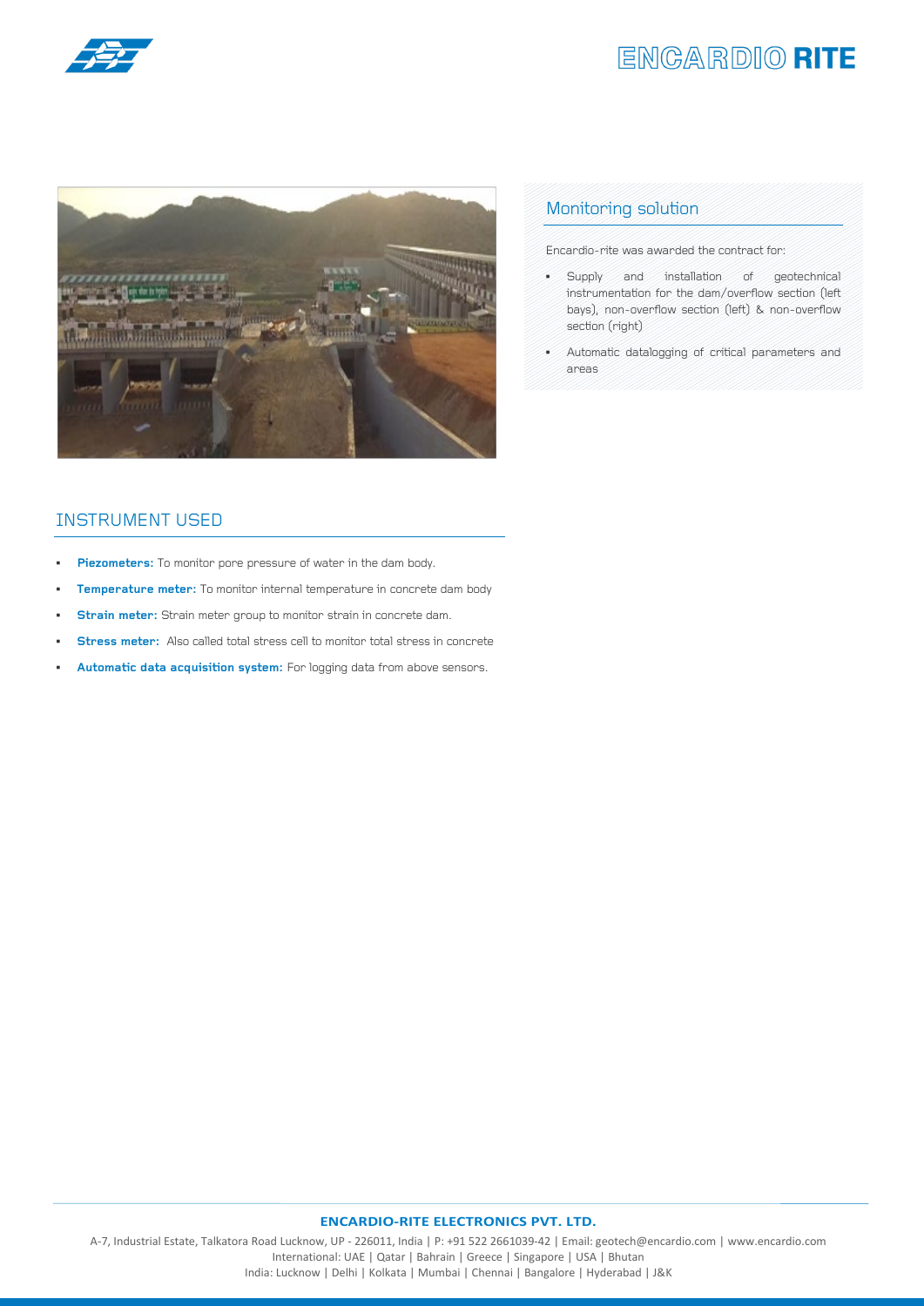## Monitoring solution

Encardio-rite was awarded the contract for:

- Supply and installation of geotechnical instrumentation for the dam/overflow section (left bays), non-overflow section (left) & non-overflow section (right)
- Automatic datalogging of critical parameters and areas

## INSTRUMENT USED

- **Piezometers:** To monitor pore pressure of water in the dam body.
- **Temperature meter:** To monitor internal temperature in concrete dam body
- **Strain meter:** Strain meter group to monitor strain in concrete dam.
- **Stress meter:** Also called total stress cell to monitor total stress in concrete
- **Automatic data acquisition system:** For logging data from above sensors.

**ENCARDIO-RITE ELECTRONICS PVT. LTD.**

A-7, Industrial Estate, Talkatora Road Lucknow, UP - 226011, India | P: +91 522 2661039-42 | Email: geotech@encardio.com | www.encardio.com
International: UAE | Qatar | Bahrain | Greece | Singapore | USA | Bhutan
India: Lucknow | Delhi | Kolkata | Mumbai | Chennai | Bangalore | Hyderabad | J&K